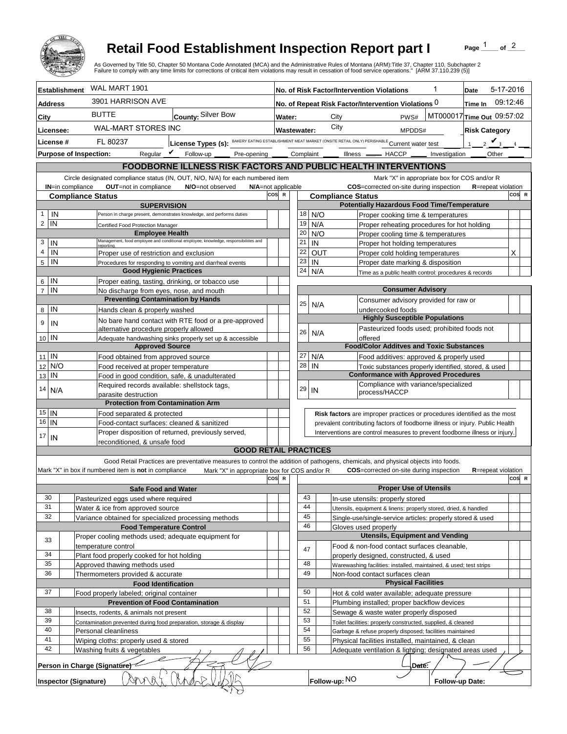# Retail Food Establishment Inspection Report part I

As Governed by Title 50, Chapter 50 Montana Code Annotated (MCA) and the Administrative Rules of Montana (ARM):Title 37, Chapter 110, Subchapter 2
Failure to comply with any time limits for corrections of critical item violations may result in cessation of food service operations." [ARM 37.110.239 (5)]

| | | | |
|---|---|---|---|
| **Establishment** WAL MART 1901 | | **No. of Risk Factor/Intervention Violations** 1 | **Date** 5-17-2016 |
| **Address** 3901 HARRISON AVE | | **No. of Repeat Risk Factor/Intervention Violations** 0 | **Time In** 09:12:46 |
| **City** BUTTE | **County:** Silver Bow | **Water:** City PWS# MT000017 | **Time Out** 09:57:02 |
| **Licensee:** WAL-MART STORES INC | | **Wastewater:** City MPDDS# | **Risk Category** |
| **License #** FL 80237 | **License Types (s):** BAKERY EATING ESTABLISHMENT MEAT MARKET (ONSITE RETAIL ONLY) PERISHABLE | Current water test | 1 ___ 2 ✔ 3 ___ 4 ___ |
| **Purpose of Inspection:** Regular ✔ Follow-up ___ Pre-opening ___ Complaint ___ Illness ___ HACCP ___ Investigation ___ Other ___ | | | |

## FOODBORNE ILLNESS RISK FACTORS AND PUBLIC HEALTH INTERVENTIONS

Circle designated compliance status (IN, OUT, N/O, N/A) for each numbered item — **IN**=in compliance **OUT**=not in compliance **N/O**=not observed **N/A**=not applicable

Mark "X" in appropriate box for COS and/or R — **COS**=corrected on-site during inspection **R**=repeat violation

| # | Compliance Status | Item | COS | R |
|---|---|---|---|---|
| | | **SUPERVISION** | | |
| 1 | IN | Person in charge present, demonstrates knowledge, and performs duties | | |
| 2 | IN | Certified Food Protection Manager | | |
| | | **Employee Health** | | |
| 3 | IN | Management, food employee and conditional employee, knowledge, responsibilities and reporting. | | |
| 4 | IN | Proper use of restriction and exclusion | | |
| 5 | IN | Procedures for responding to vomiting and diarrheal events | | |
| | | **Good Hygienic Practices** | | |
| 6 | IN | Proper eating, tasting, drinking, or tobacco use | | |
| 7 | IN | No discharge from eyes, nose, and mouth | | |
| | | **Preventing Contamination by Hands** | | |
| 8 | IN | Hands clean & properly washed | | |
| 9 | IN | No bare hand contact with RTE food or a pre-approved alternative procedure properly allowed | | |
| 10 | IN | Adequate handwashing sinks properly set up & accessible | | |
| | | **Approved Source** | | |
| 11 | IN | Food obtained from approved source | | |
| 12 | N/O | Food received at proper temperature | | |
| 13 | IN | Food in good condition, safe, & unadulterated | | |
| 14 | N/A | Required records available: shellstock tags, parasite destruction | | |
| | | **Protection from Contamination Arm** | | |
| 15 | IN | Food separated & protected | | |
| 16 | IN | Food-contact surfaces: cleaned & sanitized | | |
| 17 | IN | Proper disposition of returned, previously served, reconditioned, & unsafe food | | |
| | | **Potentially Hazardous Food Time/Temperature** | | |
| 18 | N/O | Proper cooking time & temperatures | | |
| 19 | N/A | Proper reheating procedures for hot holding | | |
| 20 | N/O | Proper cooling time & temperatures | | |
| 21 | IN | Proper hot holding temperatures | | |
| 22 | OUT | Proper cold holding temperatures | X | |
| 23 | IN | Proper date marking & disposition | | |
| 24 | N/A | Time as a public health control: procedures & records | | |
| | | **Consumer Advisory** | | |
| 25 | N/A | Consumer advisory provided for raw or undercooked foods | | |
| | | **Highly Susceptible Populations** | | |
| 26 | N/A | Pasteurized foods used; prohibited foods not offered | | |
| | | **Food/Color Additves and Toxic Substances** | | |
| 27 | N/A | Food additives: approved & properly used | | |
| 28 | IN | Toxic substances properly identified, stored, & used | | |
| | | **Conformance with Approved Procedures** | | |
| 29 | IN | Compliance with variance/specialized process/HACCP | | |

**Risk factors** are improper practices or procedures identified as the most prevalent contributing factors of foodborne illness or injury. Public Health Interventions are control measures to prevent foodborne illness or injury.

## GOOD RETAIL PRACTICES

Good Retail Practices are preventative measures to control the addition of pathogens, chemicals, and physical objects into foods.

Mark "X" in box if numbered item is **not** in compliance — Mark "X" in appropriate box for COS and/or R — **COS**=corrected on-site during inspection **R**=repeat violation

| # | | Item | COS | R |
|---|---|---|---|---|
| | | **Safe Food and Water** | | |
| 30 | | Pasteurized eggs used where required | | |
| 31 | | Water & ice from approved source | | |
| 32 | | Variance obtained for specialized processing methods | | |
| | | **Food Temperature Control** | | |
| 33 | | Proper cooling methods used; adequate equipment for temperature control | | |
| 34 | | Plant food properly cooked for hot holding | | |
| 35 | | Approved thawing methods used | | |
| 36 | | Thermometers provided & accurate | | |
| | | **Food Identification** | | |
| 37 | | Food properly labeled; original container | | |
| | | **Prevention of Food Contamination** | | |
| 38 | | Insects, rodents, & animals not present | | |
| 39 | | Contamination prevented during food preparation, storage & display | | |
| 40 | | Personal cleanliness | | |
| 41 | | Wiping cloths: properly used & stored | | |
| 42 | | Washing fruits & vegetables | | |
| | | **Proper Use of Utensils** | | |
| 43 | | In-use utensils: properly stored | | |
| 44 | | Utensils, equipment & linens: properly stored, dried, & handled | | |
| 45 | | Single-use/single-service articles: properly stored & used | | |
| 46 | | Gloves used properly | | |
| | | **Utensils, Equipment and Vending** | | |
| 47 | | Food & non-food contact surfaces cleanable, properly designed, constructed, & used | | |
| 48 | | Warewashing facilities: installed, maintained, & used; test strips | | |
| 49 | | Non-food contact surfaces clean | | |
| | | **Physical Facilities** | | |
| 50 | | Hot & cold water available; adequate pressure | | |
| 51 | | Plumbing installed; proper backflow devices | | |
| 52 | | Sewage & waste water properly disposed | | |
| 53 | | Toilet facilities: properly constructed, supplied, & cleaned | | |
| 54 | | Garbage & refuse properly disposed; facilities maintained | | |
| 55 | | Physical facilities installed, maintained, & clean | | |
| 56 | | Adequate ventilation & lighting; designated areas used | | |

**Person in Charge (Signature)** [signature] **Date:** [handwritten]

**Inspector (Signature)** [signature] **Follow-up:** NO **Follow-up Date:**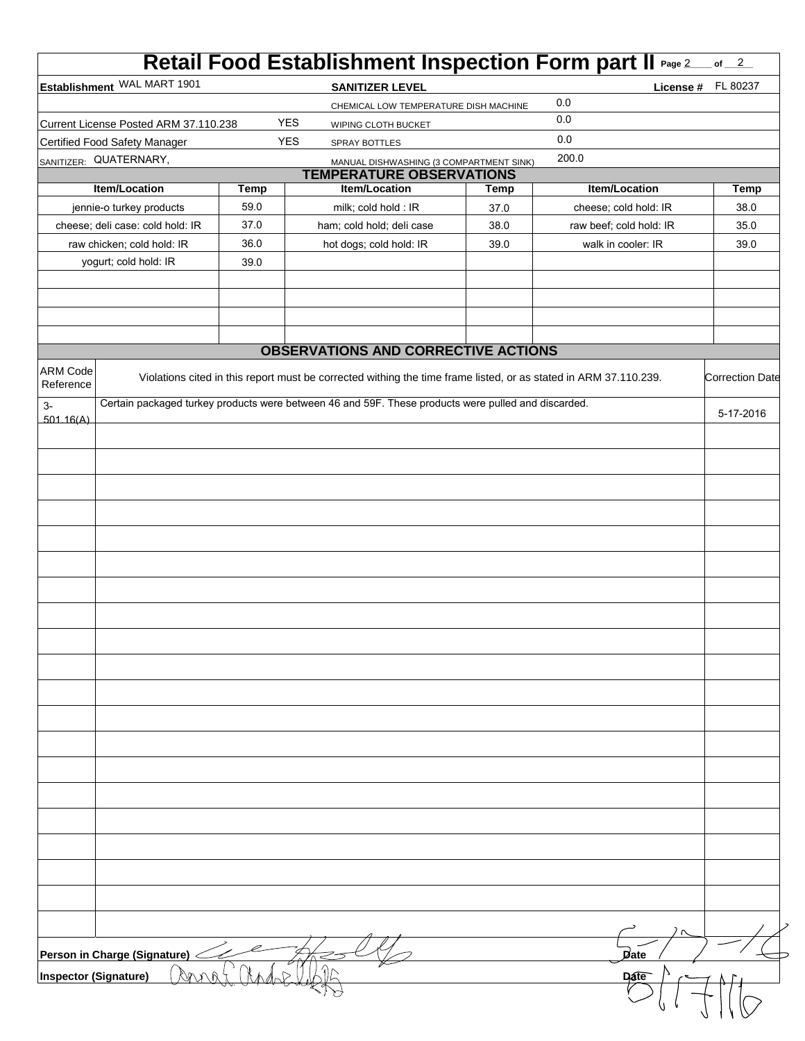# Retail Food Establishment Inspection Form part II

| | | | |
|---|---|---|---|
| Establishment WAL MART 1901 | | SANITIZER LEVEL | License # FL 80237 |
| | | CHEMICAL LOW TEMPERATURE DISH MACHINE | 0.0 |
| Current License Posted ARM 37.110.238 | YES | WIPING CLOTH BUCKET | 0.0 |
| Certified Food Safety Manager | YES | SPRAY BOTTLES | 0.0 |
| SANITIZER: QUATERNARY, | | MANUAL DISHWASHING (3 COMPARTMENT SINK) | 200.0 |

## TEMPERATURE OBSERVATIONS

| Item/Location | Temp | Item/Location | Temp | Item/Location | Temp |
|---|---|---|---|---|---|
| jennie-o turkey products | 59.0 | milk; cold hold : IR | 37.0 | cheese; cold hold: IR | 38.0 |
| cheese; deli case: cold hold: IR | 37.0 | ham; cold hold; deli case | 38.0 | raw beef; cold hold: IR | 35.0 |
| raw chicken; cold hold: IR | 36.0 | hot dogs; cold hold: IR | 39.0 | walk in cooler: IR | 39.0 |
| yogurt; cold hold: IR | 39.0 | | | | |

## OBSERVATIONS AND CORRECTIVE ACTIONS

| ARM Code Reference | Violations cited in this report must be corrected withing the time frame listed, or as stated in ARM 37.110.239. | Correction Date |
|---|---|---|
| 3-501.16(A) | Certain packaged turkey products were between 46 and 59F. These products were pulled and discarded. | 5-17-2016 |

Person in Charge (Signature) Date 5-17-16

Inspector (Signature) Date 5/17/16